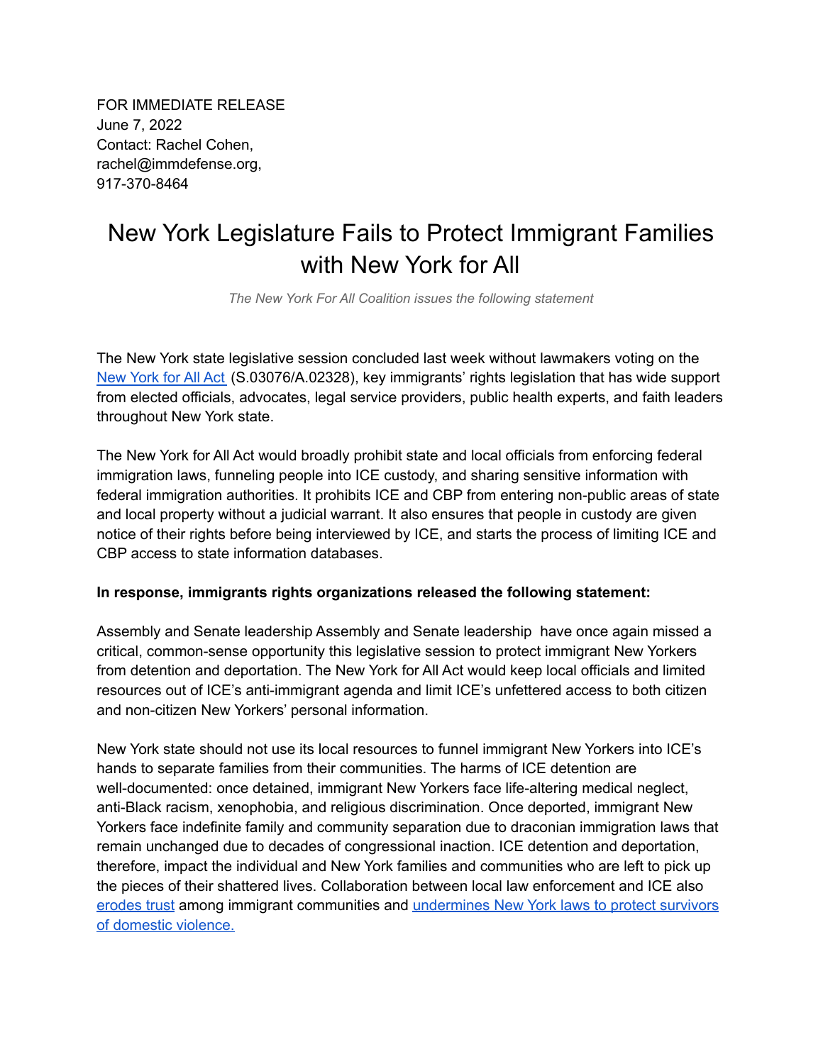FOR IMMEDIATE RELEASE
June 7, 2022
Contact: Rachel Cohen,
rachel@immdefense.org,
917-370-8464

# New York Legislature Fails to Protect Immigrant Families with New York for All

*The New York For All Coalition issues the following statement*

The New York state legislative session concluded last week without lawmakers voting on the New York for All Act (S.03076/A.02328), key immigrants' rights legislation that has wide support from elected officials, advocates, legal service providers, public health experts, and faith leaders throughout New York state.

The New York for All Act would broadly prohibit state and local officials from enforcing federal immigration laws, funneling people into ICE custody, and sharing sensitive information with federal immigration authorities. It prohibits ICE and CBP from entering non-public areas of state and local property without a judicial warrant. It also ensures that people in custody are given notice of their rights before being interviewed by ICE, and starts the process of limiting ICE and CBP access to state information databases.

**In response, immigrants rights organizations released the following statement:**

Assembly and Senate leadership Assembly and Senate leadership  have once again missed a critical, common-sense opportunity this legislative session to protect immigrant New Yorkers from detention and deportation. The New York for All Act would keep local officials and limited resources out of ICE's anti-immigrant agenda and limit ICE's unfettered access to both citizen and non-citizen New Yorkers' personal information.

New York state should not use its local resources to funnel immigrant New Yorkers into ICE's hands to separate families from their communities. The harms of ICE detention are well-documented: once detained, immigrant New Yorkers face life-altering medical neglect, anti-Black racism, xenophobia, and religious discrimination. Once deported, immigrant New Yorkers face indefinite family and community separation due to draconian immigration laws that remain unchanged due to decades of congressional inaction. ICE detention and deportation, therefore, impact the individual and New York families and communities who are left to pick up the pieces of their shattered lives. Collaboration between local law enforcement and ICE also erodes trust among immigrant communities and undermines New York laws to protect survivors of domestic violence.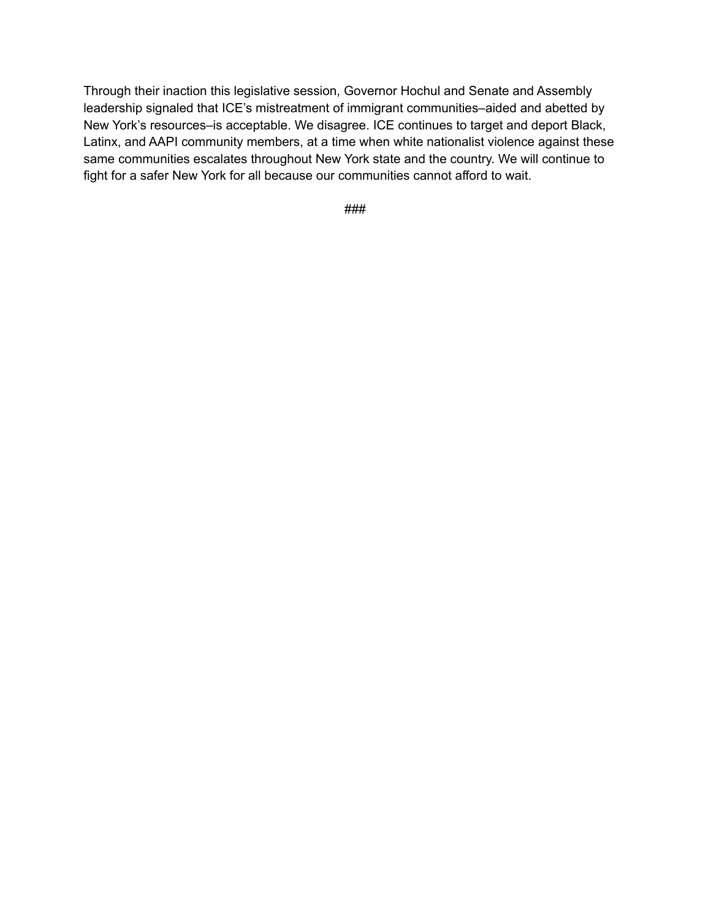Through their inaction this legislative session, Governor Hochul and Senate and Assembly leadership signaled that ICE's mistreatment of immigrant communities–aided and abetted by New York's resources–is acceptable. We disagree. ICE continues to target and deport Black, Latinx, and AAPI community members, at a time when white nationalist violence against these same communities escalates throughout New York state and the country. We will continue to fight for a safer New York for all because our communities cannot afford to wait.

###